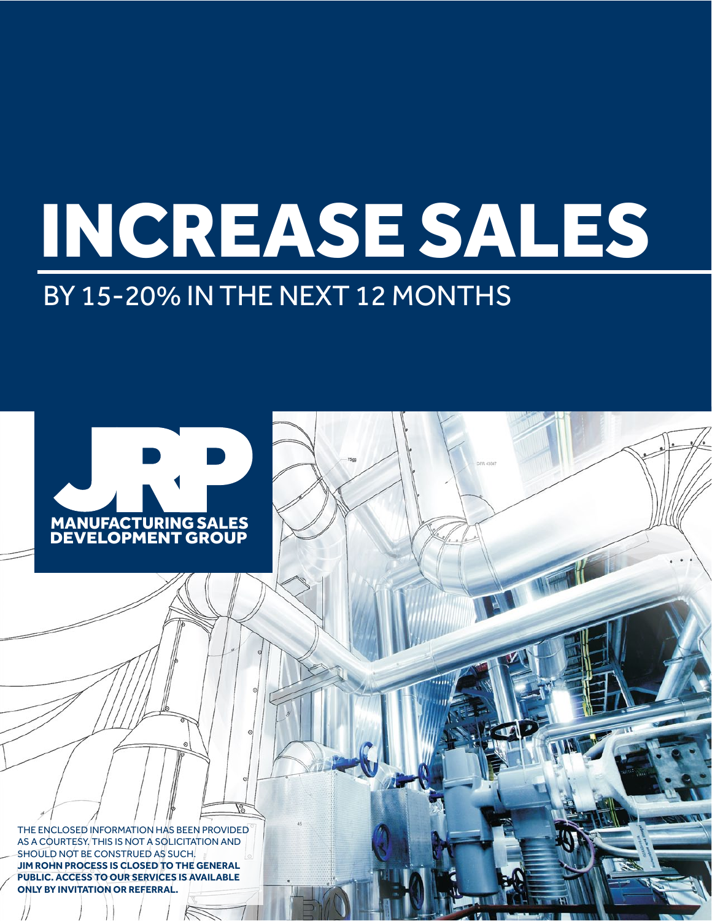# INCREASE SALES

BY 15-20% IN THE NEXT 12 MONTHS

JRP

MANUFACTURING SALES
DEVELOPMENT GROUP

THE ENCLOSED INFORMATION HAS BEEN PROVIDED AS A COURTESY. THIS IS NOT A SOLICITATION AND SHOULD NOT BE CONSTRUED AS SUCH.
**JIM ROHN PROCESS IS CLOSED TO THE GENERAL PUBLIC. ACCESS TO OUR SERVICES IS AVAILABLE ONLY BY INVITATION OR REFERRAL.**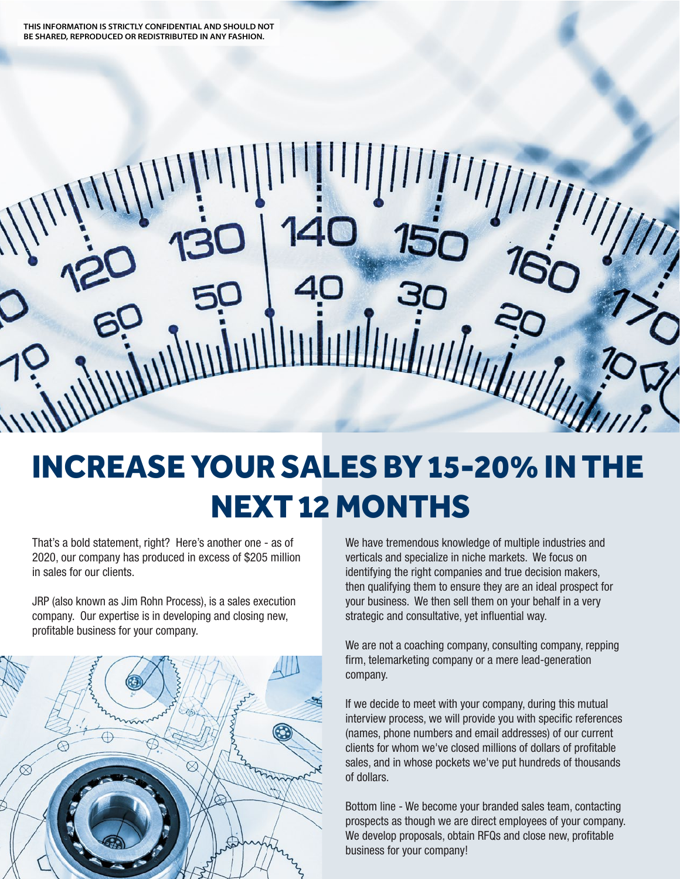THIS INFORMATION IS STRICTLY CONFIDENTIAL AND SHOULD NOT BE SHARED, REPRODUCED OR REDISTRIBUTED IN ANY FASHION.

# INCREASE YOUR SALES BY 15-20% IN THE NEXT 12 MONTHS

That's a bold statement, right? Here's another one - as of 2020, our company has produced in excess of $205 million in sales for our clients.

JRP (also known as Jim Rohn Process), is a sales execution company. Our expertise is in developing and closing new, profitable business for your company.

We have tremendous knowledge of multiple industries and verticals and specialize in niche markets. We focus on identifying the right companies and true decision makers, then qualifying them to ensure they are an ideal prospect for your business. We then sell them on your behalf in a very strategic and consultative, yet influential way.

We are not a coaching company, consulting company, repping firm, telemarketing company or a mere lead-generation company.

If we decide to meet with your company, during this mutual interview process, we will provide you with specific references (names, phone numbers and email addresses) of our current clients for whom we've closed millions of dollars of profitable sales, and in whose pockets we've put hundreds of thousands of dollars.

Bottom line - We become your branded sales team, contacting prospects as though we are direct employees of your company. We develop proposals, obtain RFQs and close new, profitable business for your company!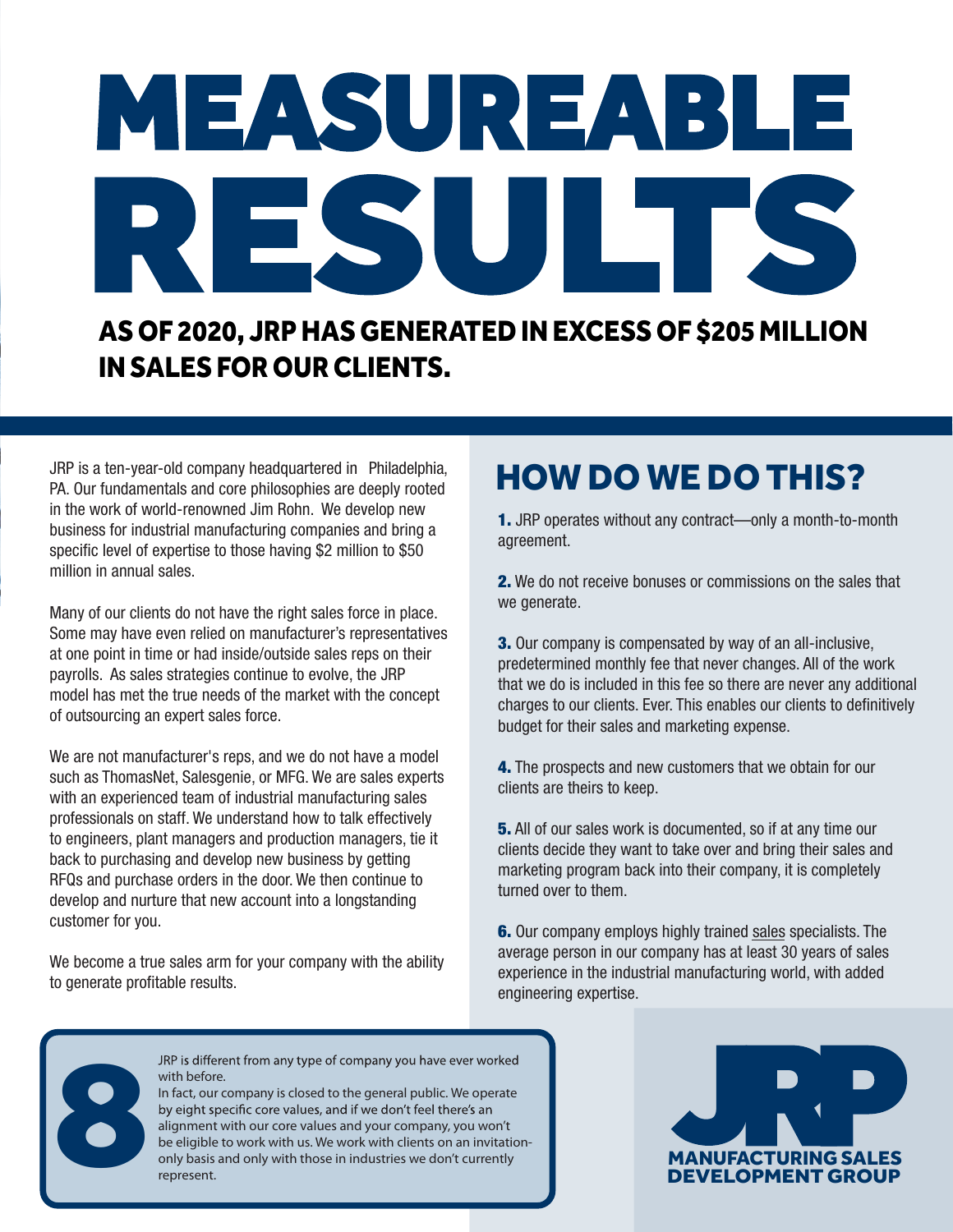# MEASUREABLE RESULTS

## AS OF 2020, JRP HAS GENERATED IN EXCESS OF $205 MILLION IN SALES FOR OUR CLIENTS.

JRP is a ten-year-old company headquartered in Philadelphia, PA. Our fundamentals and core philosophies are deeply rooted in the work of world-renowned Jim Rohn. We develop new business for industrial manufacturing companies and bring a specific level of expertise to those having $2 million to $50 million in annual sales.

Many of our clients do not have the right sales force in place. Some may have even relied on manufacturer's representatives at one point in time or had inside/outside sales reps on their payrolls. As sales strategies continue to evolve, the JRP model has met the true needs of the market with the concept of outsourcing an expert sales force.

We are not manufacturer's reps, and we do not have a model such as ThomasNet, Salesgenie, or MFG. We are sales experts with an experienced team of industrial manufacturing sales professionals on staff. We understand how to talk effectively to engineers, plant managers and production managers, tie it back to purchasing and develop new business by getting RFQs and purchase orders in the door. We then continue to develop and nurture that new account into a longstanding customer for you.

We become a true sales arm for your company with the ability to generate profitable results.

## HOW DO WE DO THIS?

**1.** JRP operates without any contract—only a month-to-month agreement.

**2.** We do not receive bonuses or commissions on the sales that we generate.

**3.** Our company is compensated by way of an all-inclusive, predetermined monthly fee that never changes. All of the work that we do is included in this fee so there are never any additional charges to our clients. Ever. This enables our clients to definitively budget for their sales and marketing expense.

**4.** The prospects and new customers that we obtain for our clients are theirs to keep.

**5.** All of our sales work is documented, so if at any time our clients decide they want to take over and bring their sales and marketing program back into their company, it is completely turned over to them.

**6.** Our company employs highly trained sales specialists. The average person in our company has at least 30 years of sales experience in the industrial manufacturing world, with added engineering expertise.

**8**

JRP is different from any type of company you have ever worked with before.
In fact, our company is closed to the general public. We operate by eight specific core values, and if we don't feel there's an alignment with our core values and your company, you won't be eligible to work with us. We work with clients on an invitation-only basis and only with those in industries we don't currently represent.

JRP
MANUFACTURING SALES DEVELOPMENT GROUP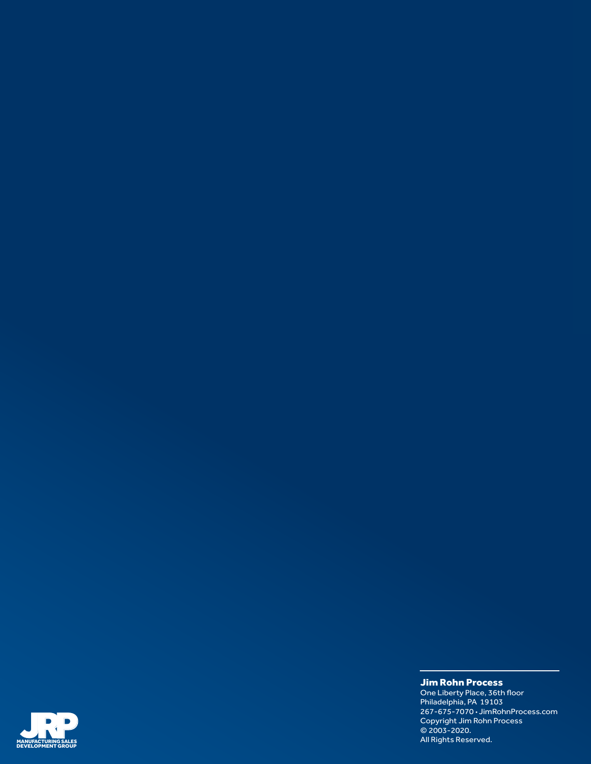**Jim Rohn Process**

One Liberty Place, 36th floor
Philadelphia, PA 19103
267-675-7070 • JimRohnProcess.com
Copyright Jim Rohn Process
© 2003-2020.
All Rights Reserved.

JRP
MANUFACTURING SALES
DEVELOPMENT GROUP